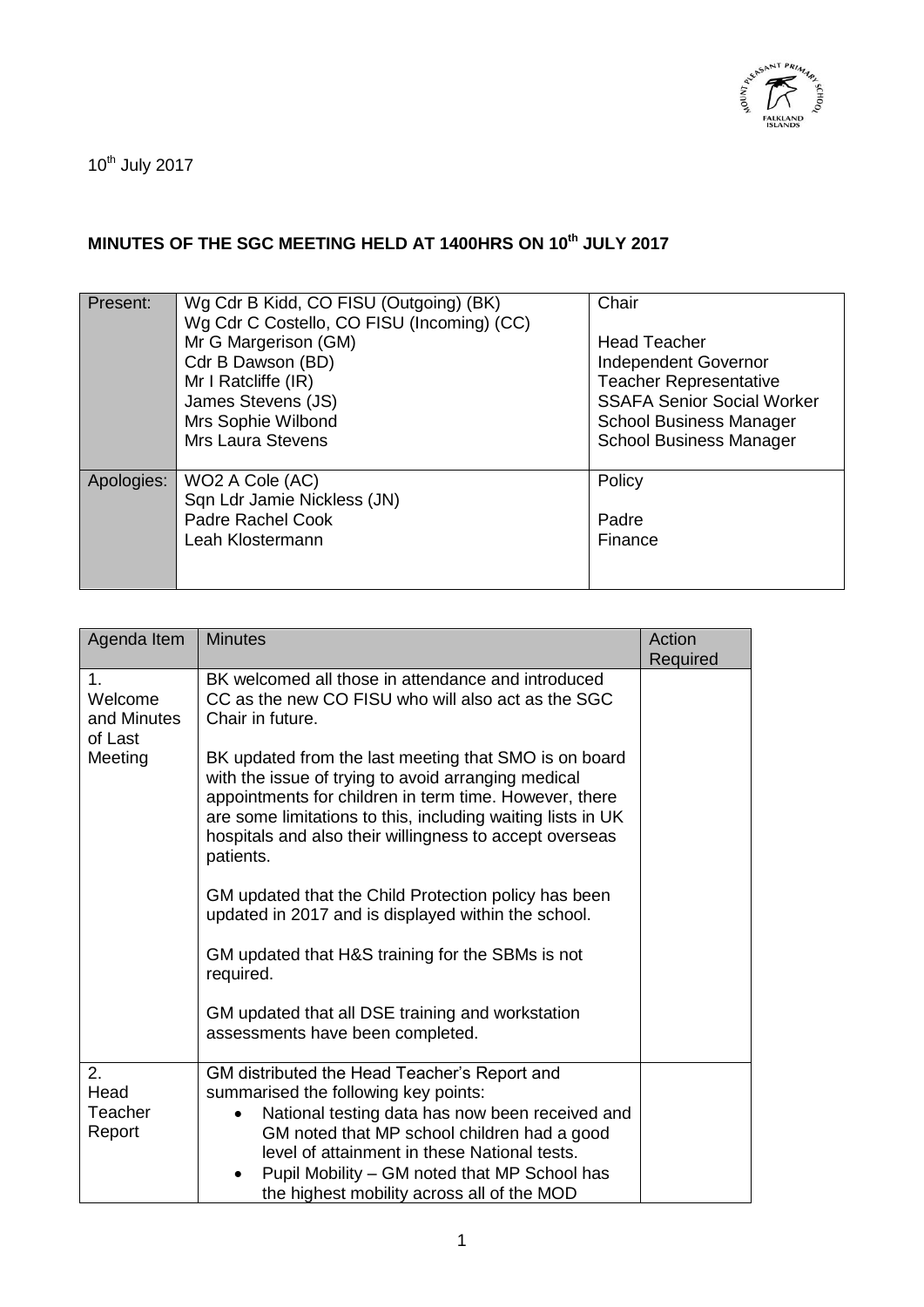10th July 2017

## MINUTES OF THE SGC MEETING HELD AT 1400HRS ON 10th JULY 2017

| | | |
|---|---|---|
| Present: | Wg Cdr B Kidd, CO FISU (Outgoing) (BK)<br>Wg Cdr C Costello, CO FISU (Incoming) (CC)<br>Mr G Margerison (GM)<br>Cdr B Dawson (BD)<br>Mr I Ratcliffe (IR)<br>James Stevens (JS)<br>Mrs Sophie Wilbond<br>Mrs Laura Stevens | Chair<br><br>Head Teacher<br>Independent Governor<br>Teacher Representative<br>SSAFA Senior Social Worker<br>School Business Manager<br>School Business Manager |
| Apologies: | WO2 A Cole (AC)<br>Sqn Ldr Jamie Nickless (JN)<br>Padre Rachel Cook<br>Leah Klostermann | Policy<br><br>Padre<br>Finance |

| Agenda Item | Minutes | Action Required |
|---|---|---|
| 1. Welcome and Minutes of Last Meeting | BK welcomed all those in attendance and introduced CC as the new CO FISU who will also act as the SGC Chair in future.<br><br>BK updated from the last meeting that SMO is on board with the issue of trying to avoid arranging medical appointments for children in term time. However, there are some limitations to this, including waiting lists in UK hospitals and also their willingness to accept overseas patients.<br><br>GM updated that the Child Protection policy has been updated in 2017 and is displayed within the school.<br><br>GM updated that H&S training for the SBMs is not required.<br><br>GM updated that all DSE training and workstation assessments have been completed. | |
| 2. Head Teacher Report | GM distributed the Head Teacher's Report and summarised the following key points:<br>• National testing data has now been received and GM noted that MP school children had a good level of attainment in these National tests.<br>• Pupil Mobility – GM noted that MP School has the highest mobility across all of the MOD | |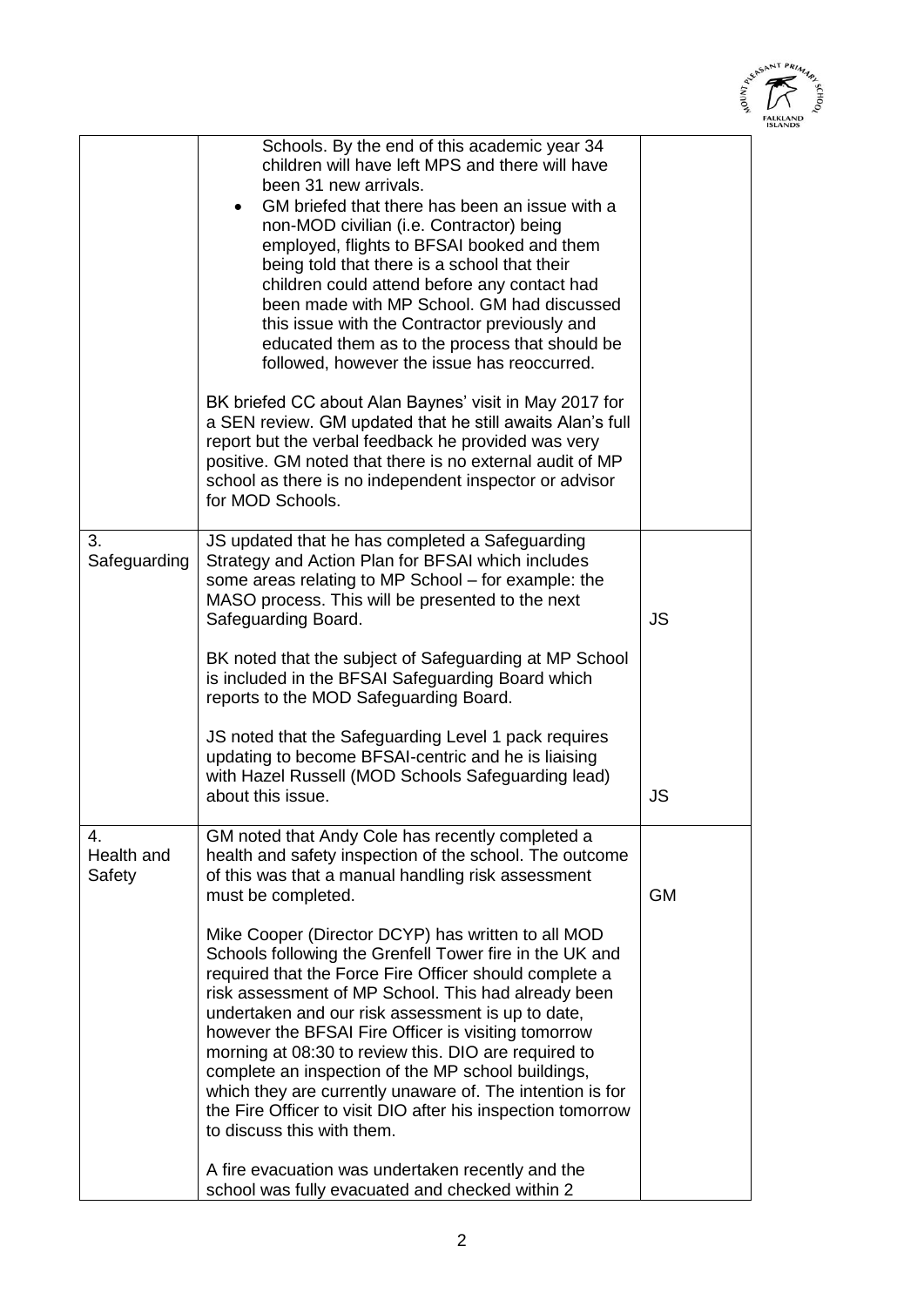| | | |
|---|---|---|
| | Schools. By the end of this academic year 34 children will have left MPS and there will have been 31 new arrivals.<br>• GM briefed that there has been an issue with a non-MOD civilian (i.e. Contractor) being employed, flights to BFSAI booked and them being told that there is a school that their children could attend before any contact had been made with MP School. GM had discussed this issue with the Contractor previously and educated them as to the process that should be followed, however the issue has reoccurred.<br><br>BK briefed CC about Alan Baynes' visit in May 2017 for a SEN review. GM updated that he still awaits Alan's full report but the verbal feedback he provided was very positive. GM noted that there is no external audit of MP school as there is no independent inspector or advisor for MOD Schools. | |
| 3. Safeguarding | JS updated that he has completed a Safeguarding Strategy and Action Plan for BFSAI which includes some areas relating to MP School – for example: the MASO process. This will be presented to the next Safeguarding Board.<br><br>BK noted that the subject of Safeguarding at MP School is included in the BFSAI Safeguarding Board which reports to the MOD Safeguarding Board.<br><br>JS noted that the Safeguarding Level 1 pack requires updating to become BFSAI-centric and he is liaising with Hazel Russell (MOD Schools Safeguarding lead) about this issue. | JS<br><br><br><br><br><br>JS |
| 4. Health and Safety | GM noted that Andy Cole has recently completed a health and safety inspection of the school. The outcome of this was that a manual handling risk assessment must be completed.<br><br>Mike Cooper (Director DCYP) has written to all MOD Schools following the Grenfell Tower fire in the UK and required that the Force Fire Officer should complete a risk assessment of MP School. This had already been undertaken and our risk assessment is up to date, however the BFSAI Fire Officer is visiting tomorrow morning at 08:30 to review this. DIO are required to complete an inspection of the MP school buildings, which they are currently unaware of. The intention is for the Fire Officer to visit DIO after his inspection tomorrow to discuss this with them.<br><br>A fire evacuation was undertaken recently and the school was fully evacuated and checked within 2 | GM |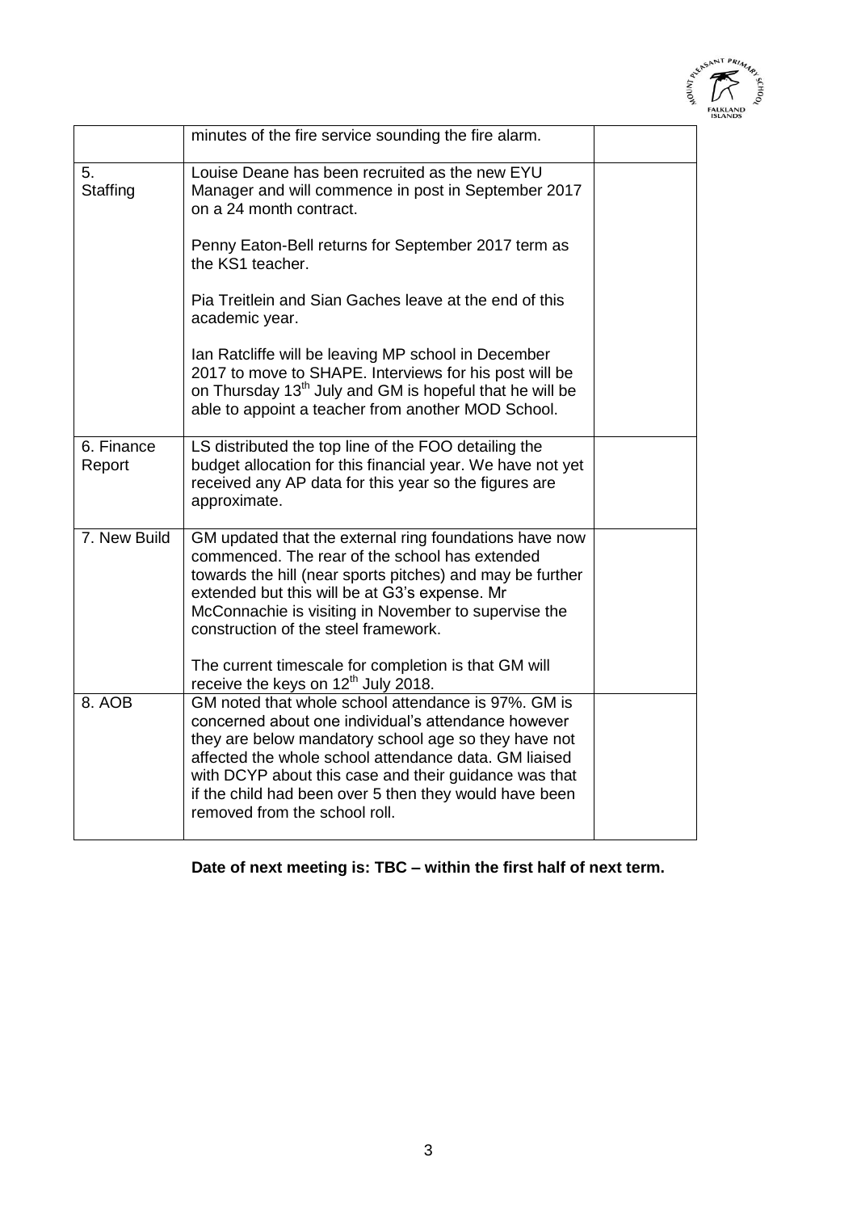| | | |
|---|---|---|
| | minutes of the fire service sounding the fire alarm. | |
| 5. Staffing | Louise Deane has been recruited as the new EYU Manager and will commence in post in September 2017 on a 24 month contract.<br><br>Penny Eaton-Bell returns for September 2017 term as the KS1 teacher.<br><br>Pia Treitlein and Sian Gaches leave at the end of this academic year.<br><br>Ian Ratcliffe will be leaving MP school in December 2017 to move to SHAPE. Interviews for his post will be on Thursday 13th July and GM is hopeful that he will be able to appoint a teacher from another MOD School. | |
| 6. Finance Report | LS distributed the top line of the FOO detailing the budget allocation for this financial year. We have not yet received any AP data for this year so the figures are approximate. | |
| 7. New Build | GM updated that the external ring foundations have now commenced. The rear of the school has extended towards the hill (near sports pitches) and may be further extended but this will be at G3's expense. Mr McConnachie is visiting in November to supervise the construction of the steel framework.<br><br>The current timescale for completion is that GM will receive the keys on 12th July 2018. | |
| 8. AOB | GM noted that whole school attendance is 97%. GM is concerned about one individual's attendance however they are below mandatory school age so they have not affected the whole school attendance data. GM liaised with DCYP about this case and their guidance was that if the child had been over 5 then they would have been removed from the school roll. | |

**Date of next meeting is: TBC – within the first half of next term.**